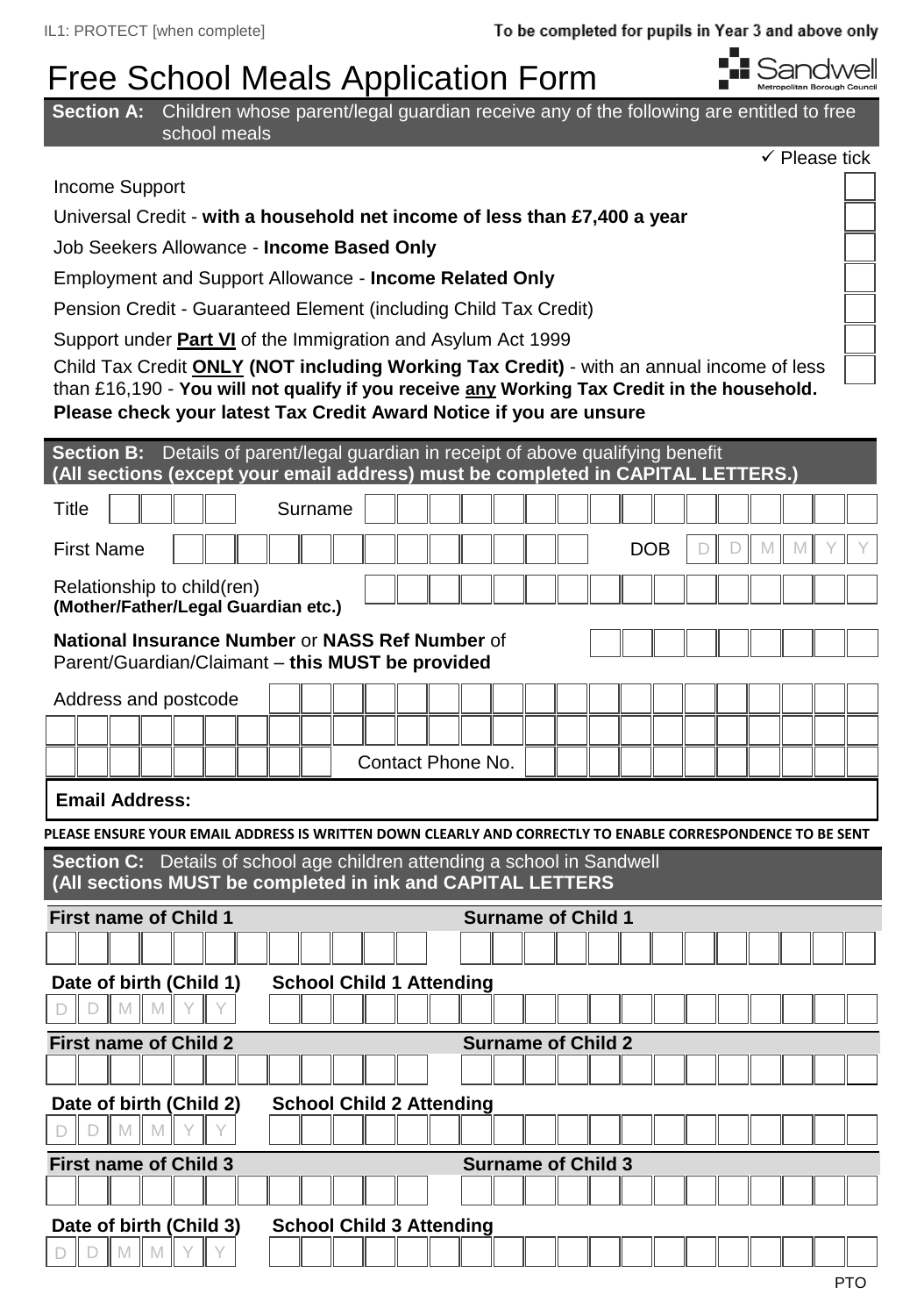IL1: PROTECT [when complete]

To be completed for pupils in Year 3 and above only

# Free School Meals Application Form

Sandwell Metropolitan Borough Council

**Section A:** Children whose parent/legal guardian receive any of the following are entitled to free school meals

| | ✓ Please tick |
|---|---|
| Income Support | ☐ |
| Universal Credit - **with a household net income of less than £7,400 a year** | ☐ |
| Job Seekers Allowance - **Income Based Only** | ☐ |
| Employment and Support Allowance - **Income Related Only** | ☐ |
| Pension Credit - Guaranteed Element (including Child Tax Credit) | ☐ |
| Support under **Part VI** of the Immigration and Asylum Act 1999 | ☐ |
| Child Tax Credit **ONLY (NOT including Working Tax Credit)** - with an annual income of less than £16,190 - **You will not qualify if you receive any Working Tax Credit in the household. Please check your latest Tax Credit Award Notice if you are unsure** | ☐ |

**Section B:** Details of parent/legal guardian in receipt of above qualifying benefit
**(All sections (except your email address) must be completed in CAPITAL LETTERS.)**

Title ____ Surname ____

First Name ____ DOB D D M M Y Y

Relationship to child(ren) **(Mother/Father/Legal Guardian etc.)** ____

**National Insurance Number** or **NASS Ref Number** of Parent/Guardian/Claimant – **this MUST be provided** ____

Address and postcode ____

Contact Phone No. ____

**Email Address:**

**PLEASE ENSURE YOUR EMAIL ADDRESS IS WRITTEN DOWN CLEARLY AND CORRECTLY TO ENABLE CORRESPONDENCE TO BE SENT**

**Section C:** Details of school age children attending a school in Sandwell
**(All sections MUST be completed in ink and CAPITAL LETTERS**

**First name of Child 1** ____ **Surname of Child 1** ____

**Date of birth (Child 1)** D D M M Y Y **School Child 1 Attending** ____

**First name of Child 2** ____ **Surname of Child 2** ____

**Date of birth (Child 2)** D D M M Y Y **School Child 2 Attending** ____

**First name of Child 3** ____ **Surname of Child 3** ____

**Date of birth (Child 3)** D D M M Y Y **School Child 3 Attending** ____

PTO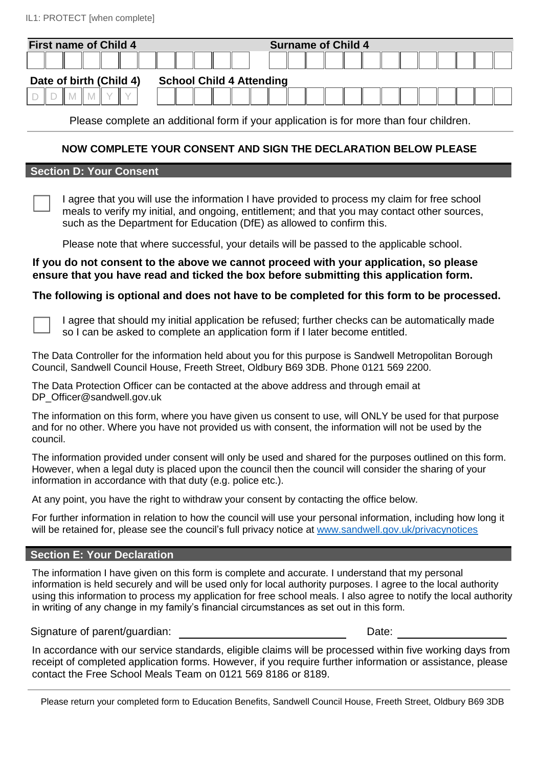IL1: PROTECT [when complete]

**First name of Child 4** | **Surname of Child 4**

**Date of birth (Child 4)** D D M M Y Y | **School Child 4 Attending**

Please complete an additional form if your application is for more than four children.

**NOW COMPLETE YOUR CONSENT AND SIGN THE DECLARATION BELOW PLEASE**

## Section D: Your Consent

☐ I agree that you will use the information I have provided to process my claim for free school meals to verify my initial, and ongoing, entitlement; and that you may contact other sources, such as the Department for Education (DfE) as allowed to confirm this.

Please note that where successful, your details will be passed to the applicable school.

**If you do not consent to the above we cannot proceed with your application, so please ensure that you have read and ticked the box before submitting this application form.**

**The following is optional and does not have to be completed for this form to be processed.**

☐ I agree that should my initial application be refused; further checks can be automatically made so I can be asked to complete an application form if I later become entitled.

The Data Controller for the information held about you for this purpose is Sandwell Metropolitan Borough Council, Sandwell Council House, Freeth Street, Oldbury B69 3DB. Phone 0121 569 2200.

The Data Protection Officer can be contacted at the above address and through email at DP_Officer@sandwell.gov.uk

The information on this form, where you have given us consent to use, will ONLY be used for that purpose and for no other. Where you have not provided us with consent, the information will not be used by the council.

The information provided under consent will only be used and shared for the purposes outlined on this form. However, when a legal duty is placed upon the council then the council will consider the sharing of your information in accordance with that duty (e.g. police etc.).

At any point, you have the right to withdraw your consent by contacting the office below.

For further information in relation to how the council will use your personal information, including how long it will be retained for, please see the council's full privacy notice at [www.sandwell.gov.uk/privacynotices](http://www.sandwell.gov.uk/privacynotices)

## Section E: Your Declaration

The information I have given on this form is complete and accurate. I understand that my personal information is held securely and will be used only for local authority purposes. I agree to the local authority using this information to process my application for free school meals. I also agree to notify the local authority in writing of any change in my family's financial circumstances as set out in this form.

Signature of parent/guardian: ____________________ Date: ____________

In accordance with our service standards, eligible claims will be processed within five working days from receipt of completed application forms. However, if you require further information or assistance, please contact the Free School Meals Team on 0121 569 8186 or 8189.

Please return your completed form to Education Benefits, Sandwell Council House, Freeth Street, Oldbury B69 3DB